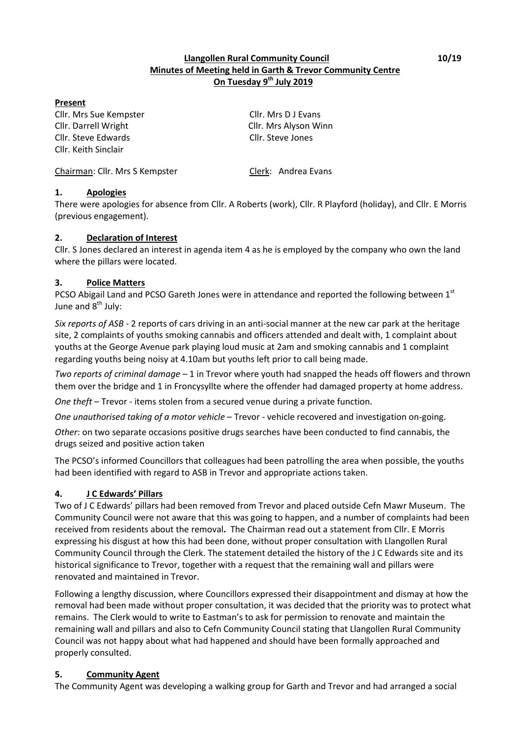**Llangollen Rural Community Council** **10/19**

**Minutes of Meeting held in Garth & Trevor Community Centre**

**On Tuesday 9th July 2019**

**Present**

Cllr. Mrs Sue Kempster
Cllr. Mrs D J Evans
Cllr. Darrell Wright
Cllr. Mrs Alyson Winn
Cllr. Steve Edwards
Cllr. Steve Jones
Cllr. Keith Sinclair

Chairman: Cllr. Mrs S Kempster
Clerk: Andrea Evans

## 1. Apologies

There were apologies for absence from Cllr. A Roberts (work), Cllr. R Playford (holiday), and Cllr. E Morris (previous engagement).

## 2. Declaration of Interest

Cllr. S Jones declared an interest in agenda item 4 as he is employed by the company who own the land where the pillars were located.

## 3. Police Matters

PCSO Abigail Land and PCSO Gareth Jones were in attendance and reported the following between 1st June and 8th July:

*Six reports of ASB* - 2 reports of cars driving in an anti-social manner at the new car park at the heritage site, 2 complaints of youths smoking cannabis and officers attended and dealt with, 1 complaint about youths at the George Avenue park playing loud music at 2am and smoking cannabis and 1 complaint regarding youths being noisy at 4.10am but youths left prior to call being made.

*Two reports of criminal damage* – 1 in Trevor where youth had snapped the heads off flowers and thrown them over the bridge and 1 in Froncysyllte where the offender had damaged property at home address.

*One theft* – Trevor - items stolen from a secured venue during a private function.

*One unauthorised taking of a motor vehicle* – Trevor - vehicle recovered and investigation on-going.

*Other*: on two separate occasions positive drugs searches have been conducted to find cannabis, the drugs seized and positive action taken

The PCSO's informed Councillors that colleagues had been patrolling the area when possible, the youths had been identified with regard to ASB in Trevor and appropriate actions taken.

## 4. J C Edwards' Pillars

Two of J C Edwards' pillars had been removed from Trevor and placed outside Cefn Mawr Museum. The Community Council were not aware that this was going to happen, and a number of complaints had been received from residents about the removal**.** The Chairman read out a statement from Cllr. E Morris expressing his disgust at how this had been done, without proper consultation with Llangollen Rural Community Council through the Clerk. The statement detailed the history of the J C Edwards site and its historical significance to Trevor, together with a request that the remaining wall and pillars were renovated and maintained in Trevor.

Following a lengthy discussion, where Councillors expressed their disappointment and dismay at how the removal had been made without proper consultation, it was decided that the priority was to protect what remains. The Clerk would to write to Eastman's to ask for permission to renovate and maintain the remaining wall and pillars and also to Cefn Community Council stating that Llangollen Rural Community Council was not happy about what had happened and should have been formally approached and properly consulted.

## 5. Community Agent

The Community Agent was developing a walking group for Garth and Trevor and had arranged a social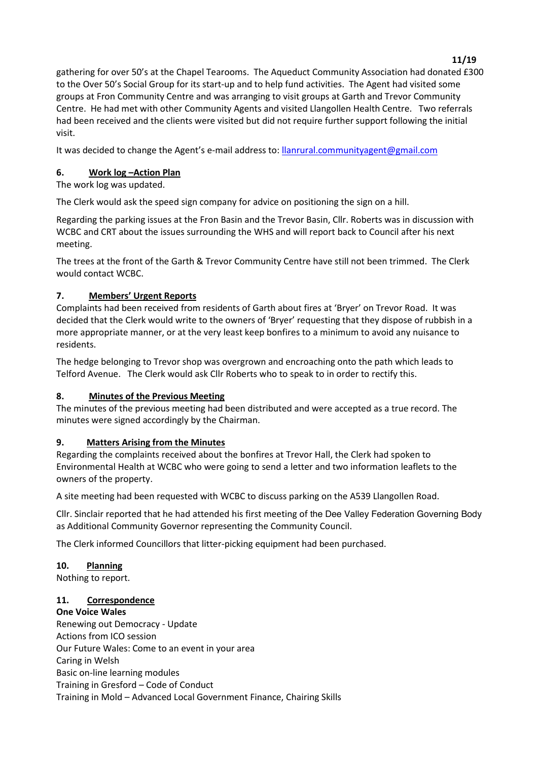gathering for over 50's at the Chapel Tearooms. The Aqueduct Community Association had donated £300 to the Over 50's Social Group for its start-up and to help fund activities. The Agent had visited some groups at Fron Community Centre and was arranging to visit groups at Garth and Trevor Community Centre. He had met with other Community Agents and visited Llangollen Health Centre. Two referrals had been received and the clients were visited but did not require further support following the initial visit.

It was decided to change the Agent's e-mail address to: llanrural.communityagent@gmail.com

## 6. Work log –Action Plan

The work log was updated.

The Clerk would ask the speed sign company for advice on positioning the sign on a hill.

Regarding the parking issues at the Fron Basin and the Trevor Basin, Cllr. Roberts was in discussion with WCBC and CRT about the issues surrounding the WHS and will report back to Council after his next meeting.

The trees at the front of the Garth & Trevor Community Centre have still not been trimmed. The Clerk would contact WCBC.

## 7. Members' Urgent Reports

Complaints had been received from residents of Garth about fires at 'Bryer' on Trevor Road. It was decided that the Clerk would write to the owners of 'Bryer' requesting that they dispose of rubbish in a more appropriate manner, or at the very least keep bonfires to a minimum to avoid any nuisance to residents.

The hedge belonging to Trevor shop was overgrown and encroaching onto the path which leads to Telford Avenue. The Clerk would ask Cllr Roberts who to speak to in order to rectify this.

## 8. Minutes of the Previous Meeting

The minutes of the previous meeting had been distributed and were accepted as a true record. The minutes were signed accordingly by the Chairman.

## 9. Matters Arising from the Minutes

Regarding the complaints received about the bonfires at Trevor Hall, the Clerk had spoken to Environmental Health at WCBC who were going to send a letter and two information leaflets to the owners of the property.

A site meeting had been requested with WCBC to discuss parking on the A539 Llangollen Road.

Cllr. Sinclair reported that he had attended his first meeting of the Dee Valley Federation Governing Body as Additional Community Governor representing the Community Council.

The Clerk informed Councillors that litter-picking equipment had been purchased.

## 10. Planning

Nothing to report.

## 11. Correspondence

**One Voice Wales**

Renewing out Democracy - Update
Actions from ICO session
Our Future Wales: Come to an event in your area
Caring in Welsh
Basic on-line learning modules
Training in Gresford – Code of Conduct
Training in Mold – Advanced Local Government Finance, Chairing Skills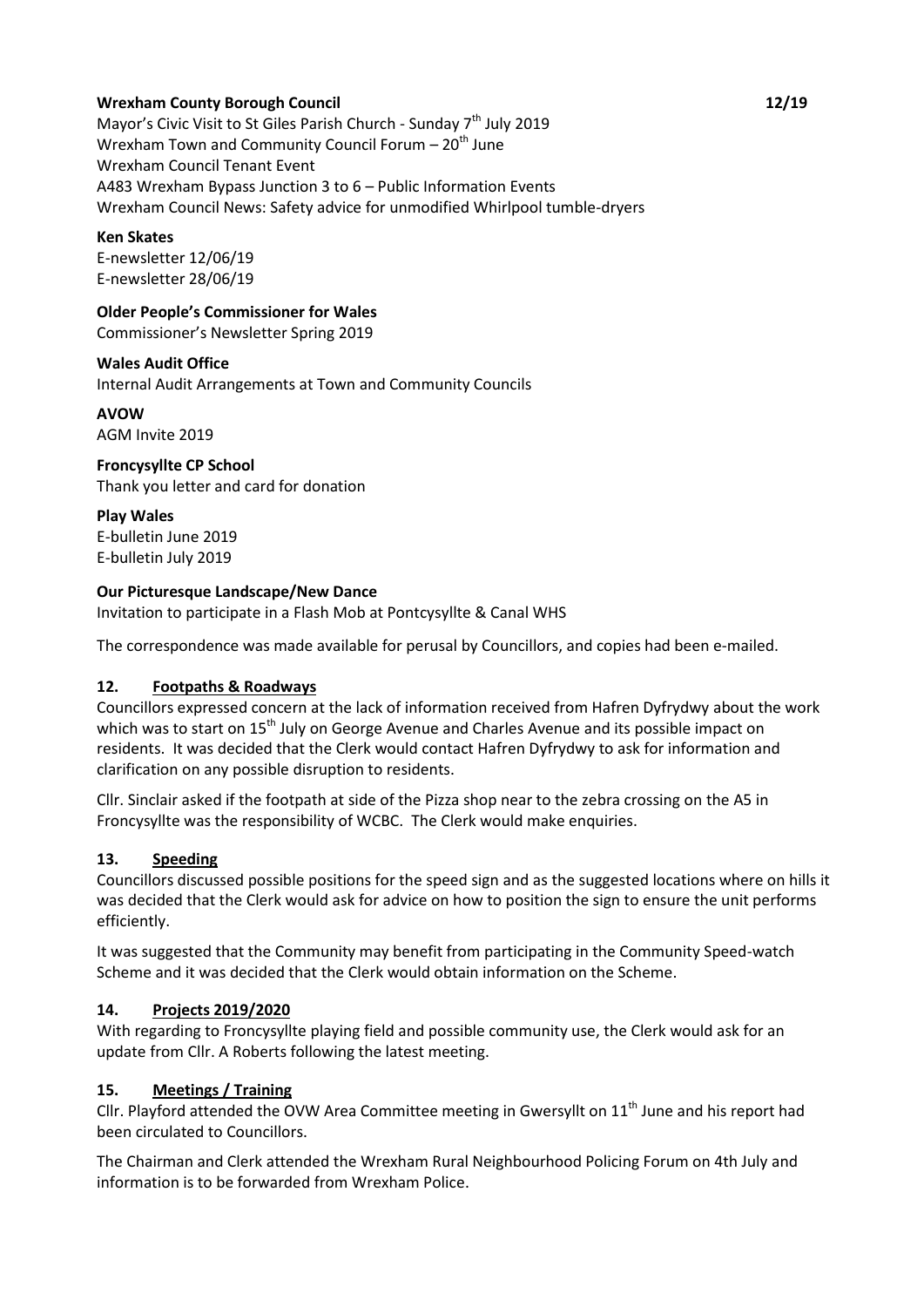**Wrexham County Borough Council**
Mayor's Civic Visit to St Giles Parish Church - Sunday 7th July 2019
Wrexham Town and Community Council Forum – 20th June
Wrexham Council Tenant Event
A483 Wrexham Bypass Junction 3 to 6 – Public Information Events
Wrexham Council News: Safety advice for unmodified Whirlpool tumble-dryers

**Ken Skates**
E-newsletter 12/06/19
E-newsletter 28/06/19

**Older People's Commissioner for Wales**
Commissioner's Newsletter Spring 2019

**Wales Audit Office**
Internal Audit Arrangements at Town and Community Councils

**AVOW**
AGM Invite 2019

**Froncysyllte CP School**
Thank you letter and card for donation

**Play Wales**
E-bulletin June 2019
E-bulletin July 2019

**Our Picturesque Landscape/New Dance**
Invitation to participate in a Flash Mob at Pontcysyllte & Canal WHS

The correspondence was made available for perusal by Councillors, and copies had been e-mailed.

## 12. Footpaths & Roadways

Councillors expressed concern at the lack of information received from Hafren Dyfrydwy about the work which was to start on 15th July on George Avenue and Charles Avenue and its possible impact on residents. It was decided that the Clerk would contact Hafren Dyfrydwy to ask for information and clarification on any possible disruption to residents.

Cllr. Sinclair asked if the footpath at side of the Pizza shop near to the zebra crossing on the A5 in Froncysyllte was the responsibility of WCBC. The Clerk would make enquiries.

## 13. Speeding

Councillors discussed possible positions for the speed sign and as the suggested locations where on hills it was decided that the Clerk would ask for advice on how to position the sign to ensure the unit performs efficiently.

It was suggested that the Community may benefit from participating in the Community Speed-watch Scheme and it was decided that the Clerk would obtain information on the Scheme.

## 14. Projects 2019/2020

With regarding to Froncysyllte playing field and possible community use, the Clerk would ask for an update from Cllr. A Roberts following the latest meeting.

## 15. Meetings / Training

Cllr. Playford attended the OVW Area Committee meeting in Gwersyllt on 11th June and his report had been circulated to Councillors.

The Chairman and Clerk attended the Wrexham Rural Neighbourhood Policing Forum on 4th July and information is to be forwarded from Wrexham Police.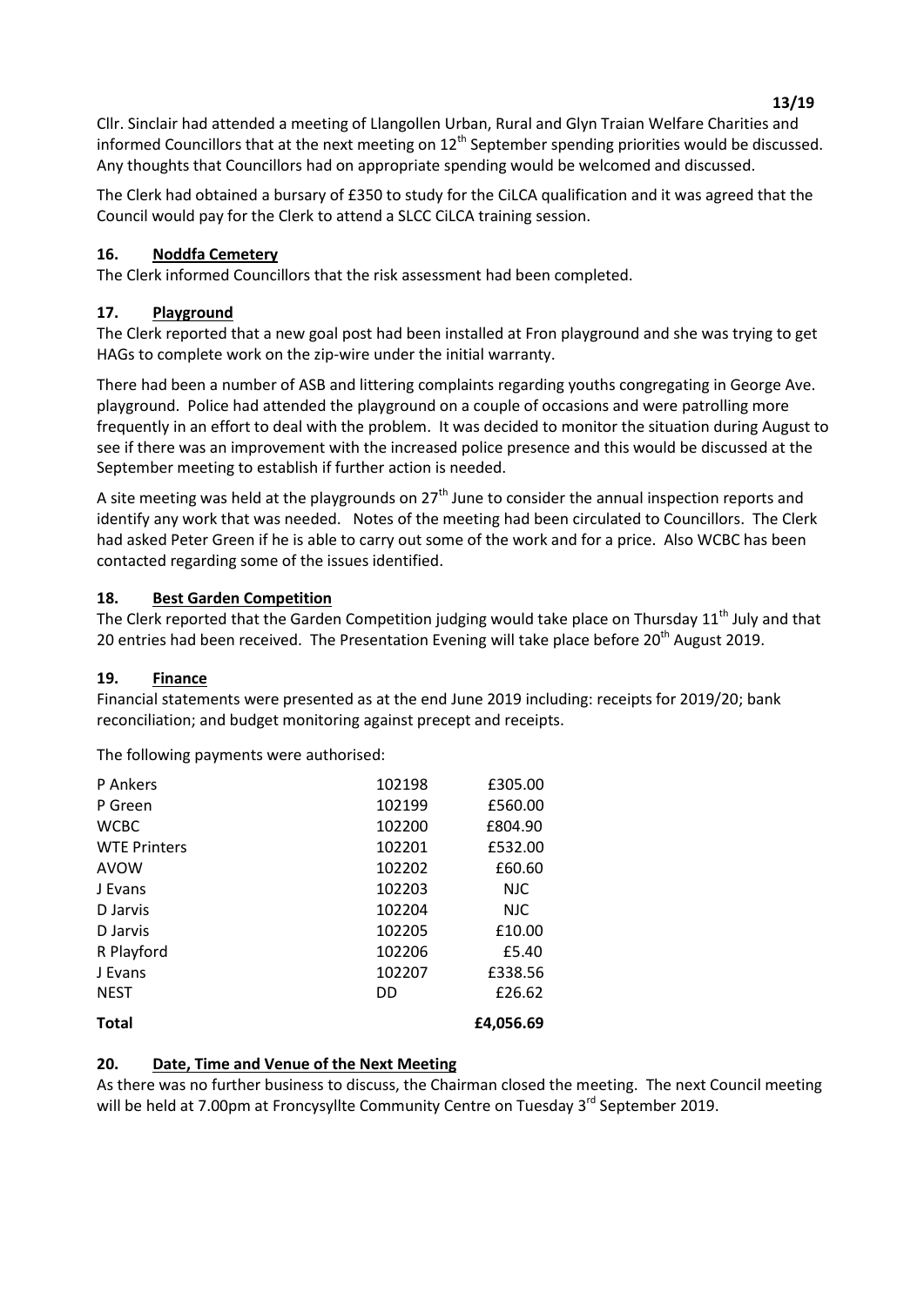Cllr. Sinclair had attended a meeting of Llangollen Urban, Rural and Glyn Traian Welfare Charities and informed Councillors that at the next meeting on 12th September spending priorities would be discussed. Any thoughts that Councillors had on appropriate spending would be welcomed and discussed.

The Clerk had obtained a bursary of £350 to study for the CiLCA qualification and it was agreed that the Council would pay for the Clerk to attend a SLCC CiLCA training session.

## 16. Noddfa Cemetery

The Clerk informed Councillors that the risk assessment had been completed.

## 17. Playground

The Clerk reported that a new goal post had been installed at Fron playground and she was trying to get HAGs to complete work on the zip-wire under the initial warranty.

There had been a number of ASB and littering complaints regarding youths congregating in George Ave. playground. Police had attended the playground on a couple of occasions and were patrolling more frequently in an effort to deal with the problem. It was decided to monitor the situation during August to see if there was an improvement with the increased police presence and this would be discussed at the September meeting to establish if further action is needed.

A site meeting was held at the playgrounds on 27th June to consider the annual inspection reports and identify any work that was needed. Notes of the meeting had been circulated to Councillors. The Clerk had asked Peter Green if he is able to carry out some of the work and for a price. Also WCBC has been contacted regarding some of the issues identified.

## 18. Best Garden Competition

The Clerk reported that the Garden Competition judging would take place on Thursday 11th July and that 20 entries had been received. The Presentation Evening will take place before 20th August 2019.

## 19. Finance

Financial statements were presented as at the end June 2019 including: receipts for 2019/20; bank reconciliation; and budget monitoring against precept and receipts.

The following payments were authorised:

| | | |
|---|---|---|
| P Ankers | 102198 | £305.00 |
| P Green | 102199 | £560.00 |
| WCBC | 102200 | £804.90 |
| WTE Printers | 102201 | £532.00 |
| AVOW | 102202 | £60.60 |
| J Evans | 102203 | NJC |
| D Jarvis | 102204 | NJC |
| D Jarvis | 102205 | £10.00 |
| R Playford | 102206 | £5.40 |
| J Evans | 102207 | £338.56 |
| NEST | DD | £26.62 |
| **Total** | | **£4,056.69** |

## 20. Date, Time and Venue of the Next Meeting

As there was no further business to discuss, the Chairman closed the meeting. The next Council meeting will be held at 7.00pm at Froncysyllte Community Centre on Tuesday 3rd September 2019.